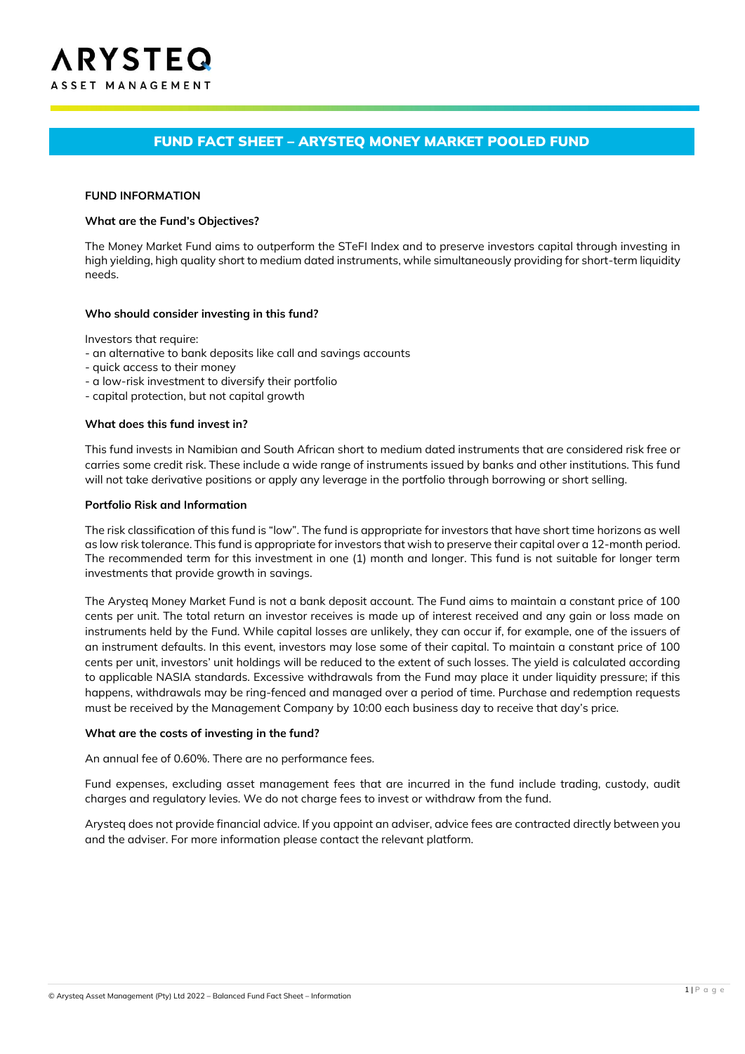ARYSTEQ
ASSET MANAGEMENT

# FUND FACT SHEET – ARYSTEQ MONEY MARKET POOLED FUND

## FUND INFORMATION

### What are the Fund's Objectives?

The Money Market Fund aims to outperform the STeFI Index and to preserve investors capital through investing in high yielding, high quality short to medium dated instruments, while simultaneously providing for short-term liquidity needs.

### Who should consider investing in this fund?

Investors that require:
- an alternative to bank deposits like call and savings accounts
- quick access to their money
- a low-risk investment to diversify their portfolio
- capital protection, but not capital growth

### What does this fund invest in?

This fund invests in Namibian and South African short to medium dated instruments that are considered risk free or carries some credit risk. These include a wide range of instruments issued by banks and other institutions. This fund will not take derivative positions or apply any leverage in the portfolio through borrowing or short selling.

### Portfolio Risk and Information

The risk classification of this fund is "low". The fund is appropriate for investors that have short time horizons as well as low risk tolerance. This fund is appropriate for investors that wish to preserve their capital over a 12-month period. The recommended term for this investment in one (1) month and longer. This fund is not suitable for longer term investments that provide growth in savings.

The Arysteq Money Market Fund is not a bank deposit account. The Fund aims to maintain a constant price of 100 cents per unit. The total return an investor receives is made up of interest received and any gain or loss made on instruments held by the Fund. While capital losses are unlikely, they can occur if, for example, one of the issuers of an instrument defaults. In this event, investors may lose some of their capital. To maintain a constant price of 100 cents per unit, investors' unit holdings will be reduced to the extent of such losses. The yield is calculated according to applicable NASIA standards. Excessive withdrawals from the Fund may place it under liquidity pressure; if this happens, withdrawals may be ring-fenced and managed over a period of time. Purchase and redemption requests must be received by the Management Company by 10:00 each business day to receive that day's price.

### What are the costs of investing in the fund?

An annual fee of 0.60%. There are no performance fees.

Fund expenses, excluding asset management fees that are incurred in the fund include trading, custody, audit charges and regulatory levies. We do not charge fees to invest or withdraw from the fund.

Arysteq does not provide financial advice. If you appoint an adviser, advice fees are contracted directly between you and the adviser. For more information please contact the relevant platform.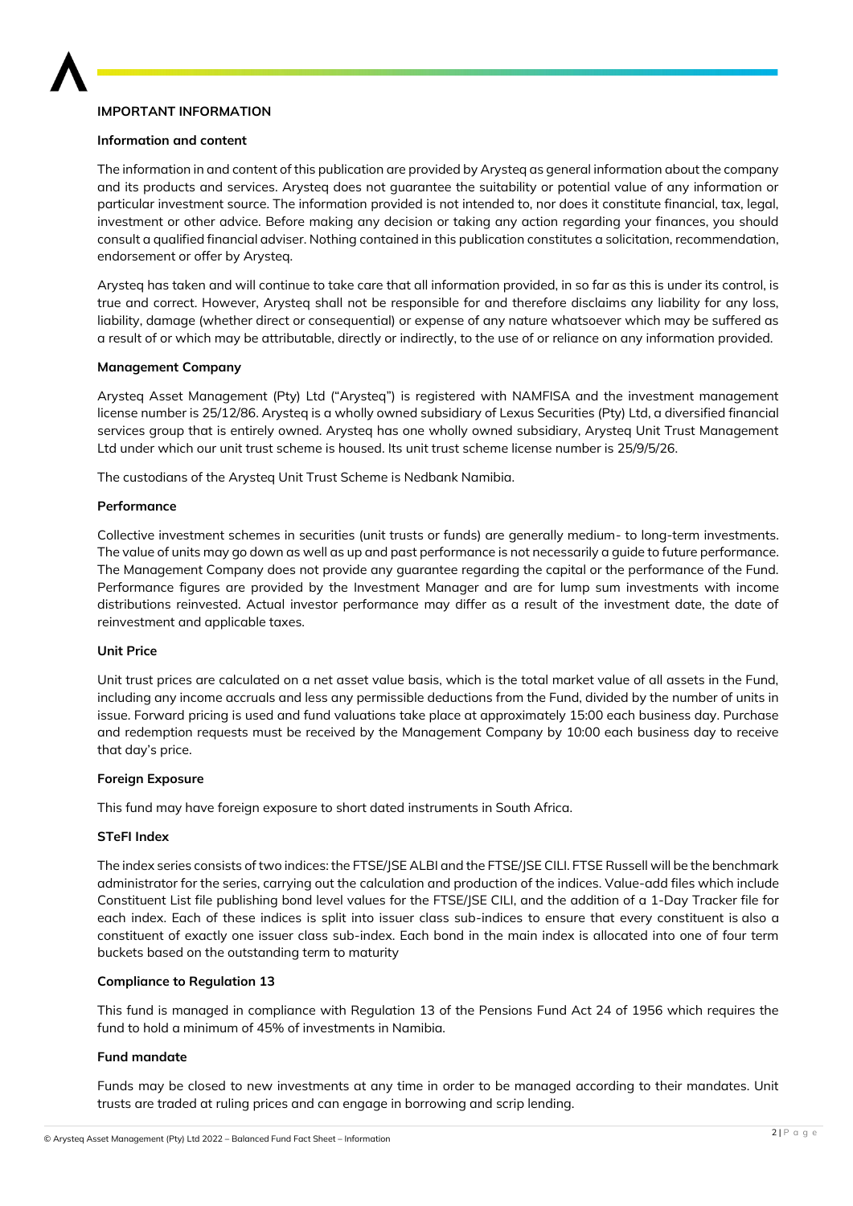## IMPORTANT INFORMATION

### Information and content

The information in and content of this publication are provided by Arysteq as general information about the company and its products and services. Arysteq does not guarantee the suitability or potential value of any information or particular investment source. The information provided is not intended to, nor does it constitute financial, tax, legal, investment or other advice. Before making any decision or taking any action regarding your finances, you should consult a qualified financial adviser. Nothing contained in this publication constitutes a solicitation, recommendation, endorsement or offer by Arysteq.

Arysteq has taken and will continue to take care that all information provided, in so far as this is under its control, is true and correct. However, Arysteq shall not be responsible for and therefore disclaims any liability for any loss, liability, damage (whether direct or consequential) or expense of any nature whatsoever which may be suffered as a result of or which may be attributable, directly or indirectly, to the use of or reliance on any information provided.

### Management Company

Arysteq Asset Management (Pty) Ltd ("Arysteq") is registered with NAMFISA and the investment management license number is 25/12/86. Arysteq is a wholly owned subsidiary of Lexus Securities (Pty) Ltd, a diversified financial services group that is entirely owned. Arysteq has one wholly owned subsidiary, Arysteq Unit Trust Management Ltd under which our unit trust scheme is housed. Its unit trust scheme license number is 25/9/5/26.

The custodians of the Arysteq Unit Trust Scheme is Nedbank Namibia.

### Performance

Collective investment schemes in securities (unit trusts or funds) are generally medium- to long-term investments. The value of units may go down as well as up and past performance is not necessarily a guide to future performance. The Management Company does not provide any guarantee regarding the capital or the performance of the Fund. Performance figures are provided by the Investment Manager and are for lump sum investments with income distributions reinvested. Actual investor performance may differ as a result of the investment date, the date of reinvestment and applicable taxes.

### Unit Price

Unit trust prices are calculated on a net asset value basis, which is the total market value of all assets in the Fund, including any income accruals and less any permissible deductions from the Fund, divided by the number of units in issue. Forward pricing is used and fund valuations take place at approximately 15:00 each business day. Purchase and redemption requests must be received by the Management Company by 10:00 each business day to receive that day's price.

### Foreign Exposure

This fund may have foreign exposure to short dated instruments in South Africa.

### STeFI Index

The index series consists of two indices: the FTSE/JSE ALBI and the FTSE/JSE CILI. FTSE Russell will be the benchmark administrator for the series, carrying out the calculation and production of the indices. Value-add files which include Constituent List file publishing bond level values for the FTSE/JSE CILI, and the addition of a 1-Day Tracker file for each index. Each of these indices is split into issuer class sub-indices to ensure that every constituent is also a constituent of exactly one issuer class sub-index. Each bond in the main index is allocated into one of four term buckets based on the outstanding term to maturity

### Compliance to Regulation 13

This fund is managed in compliance with Regulation 13 of the Pensions Fund Act 24 of 1956 which requires the fund to hold a minimum of 45% of investments in Namibia.

### Fund mandate

Funds may be closed to new investments at any time in order to be managed according to their mandates. Unit trusts are traded at ruling prices and can engage in borrowing and scrip lending.

© Arysteq Asset Management (Pty) Ltd 2022 – Balanced Fund Fact Sheet – Information